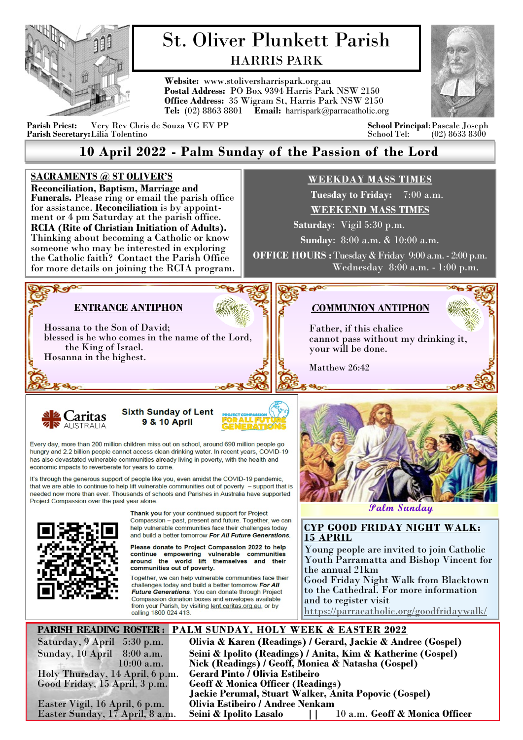# St. Oliver Plunkett Parish

## HARRIS PARK

**Website:** www.stoliversharrispark.org.au
**Postal Address:** PO Box 9394 Harris Park NSW 2150
**Office Address:** 35 Wigram St, Harris Park NSW 2150
**Tel:** (02) 8863 8801 **Email:** harrispark@parracatholic.org

**Parish Priest:** Very Rev Chris de Souza VG EV PP
**Parish Secretary:** Lilia Tolentino

**School Principal:** Pascale Joseph
School Tel: (02) 8633 8300

## 10 April 2022 - Palm Sunday of the Passion of the Lord

### SACRAMENTS @ ST OLIVER'S

**Reconciliation, Baptism, Marriage and Funerals.** Please ring or email the parish office for assistance. **Reconciliation** is by appointment or 4 pm Saturday at the parish office.
**RCIA (Rite of Christian Initiation of Adults).** Thinking about becoming a Catholic or know someone who may be interested in exploring the Catholic faith? Contact the Parish Office for more details on joining the RCIA program.

### WEEKDAY MASS TIMES

**Tuesday to Friday:** 7:00 a.m.

### WEEKEND MASS TIMES

**Saturday:** Vigil 5:30 p.m.
**Sunday:** 8:00 a.m. & 10:00 a.m.

**OFFICE HOURS :** Tuesday & Friday 9:00 a.m. - 2:00 p.m.
Wednesday 8:00 a.m. - 1:00 p.m.

### ENTRANCE ANTIPHON

Hossana to the Son of David;
blessed is he who comes in the name of the Lord,
the King of Israel.
Hosanna in the highest.

### COMMUNION ANTIPHON

Father, if this chalice
cannot pass without my drinking it,
your will be done.

Matthew 26:42

### Caritas Australia — Sixth Sunday of Lent 9 & 10 April

PROJECT COMPASSION — FOR ALL FUTURE GENERATIONS

Every day, more than 200 million children miss out on school, around 690 million people go hungry and 2.2 billion people cannot access clean drinking water. In recent years, COVID-19 has also devastated vulnerable communities already living in poverty, with the health and economic impacts to reverberate for years to come.

It's through the generous support of people like you, even amidst the COVID-19 pandemic, that we are able to continue to help lift vulnerable communities out of poverty – support that is needed now more than ever. Thousands of schools and Parishes in Australia have supported Project Compassion over the past year alone.

**Thank you** for your continued support for Project Compassion – past, present and future. Together, we can help vulnerable communities face their challenges today and build a better tomorrow ***For All Future Generations.***

**Please donate to Project Compassion 2022 to help continue empowering vulnerable communities around the world lift themselves and their communities out of poverty.**

Together, we can help vulnerable communities face their challenges today and build a better tomorrow ***For All Future Generations***. You can donate through Project Compassion donation boxes and envelopes available from your Parish, by visiting lent.caritas.org.au, or by calling 1800 024 413.

*Palm Sunday*

### CYP GOOD FRIDAY NIGHT WALK: 15 APRIL

Young people are invited to join Catholic Youth Parramatta and Bishop Vincent for the annual 21km Good Friday Night Walk from Blacktown to the Cathedral. For more information and to register visit
https://parracatholic.org/goodfridaywalk/

### PARISH READING ROSTER: PALM SUNDAY, HOLY WEEK & EASTER 2022

| | |
|---|---|
| Saturday, 9 April 5:30 p.m. | **Olivia & Karen (Readings) / Gerard, Jackie & Andree (Gospel)** |
| Sunday, 10 April 8:00 a.m. | **Seini & Ipolito (Readings) / Anita, Kim & Katherine (Gospel)** |
| 10:00 a.m. | **Nick (Readings) / Geoff, Monica & Natasha (Gospel)** |
| Holy Thursday, 14 April, 6 p.m. | **Gerard Pinto / Olivia Estibeiro** |
| Good Friday, 15 April, 3 p.m. | **Geoff & Monica Officer (Readings)** **Jackie Perumal, Stuart Walker, Anita Popovic (Gospel)** |
| Easter Vigil, 16 April, 6 p.m. | **Olivia Estibeiro / Andree Nenkam** |
| Easter Sunday, 17 April, 8 a.m. | **Seini & Ipolito Lasalo** \|\| 10 a.m. **Geoff & Monica Officer** |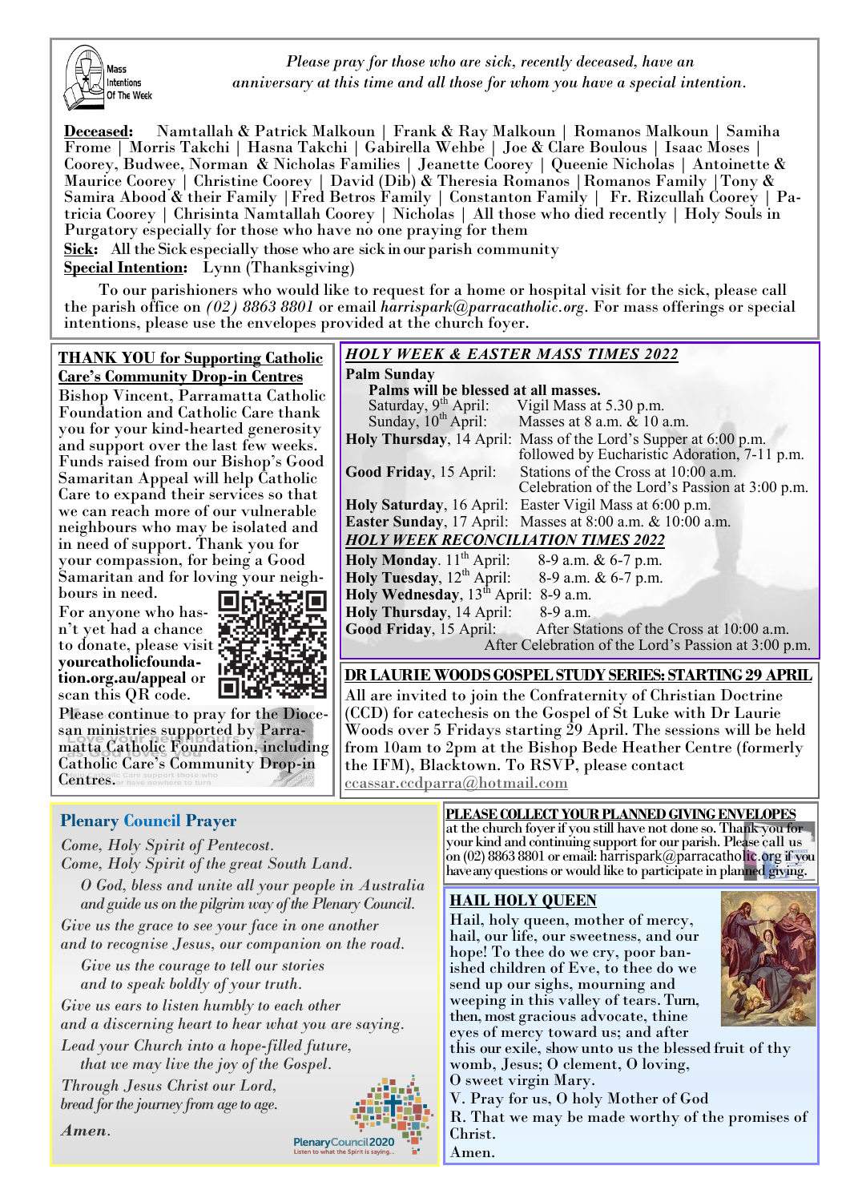Mass Intentions Of The Week

*Please pray for those who are sick, recently deceased, have an anniversary at this time and all those for whom you have a special intention.*

**Deceased:** Namtallah & Patrick Malkoun | Frank & Ray Malkoun | Romanos Malkoun | Samiha Frome | Morris Takchi | Hasna Takchi | Gabirella Wehbe | Joe & Clare Boulous | Isaac Moses | Coorey, Budwee, Norman & Nicholas Families | Jeanette Coorey | Queenie Nicholas | Antoinette & Maurice Coorey | Christine Coorey | David (Dib) & Theresia Romanos | Romanos Family | Tony & Samira Abood & their Family | Fred Betros Family | Constanton Family | Fr. Rizcullah Coorey | Patricia Coorey | Chrisinta Namtallah Coorey | Nicholas | All those who died recently | Holy Souls in Purgatory especially for those who have no one praying for them

**Sick:** All the Sick especially those who are sick in our parish community

**Special Intention:** Lynn (Thanksgiving)

To our parishioners who would like to request for a home or hospital visit for the sick, please call the parish office on *(02) 8863 8801* or email *harrispark@parracatholic.org*. For mass offerings or special intentions, please use the envelopes provided at the church foyer.

## THANK YOU for Supporting Catholic Care's Community Drop-in Centres

Bishop Vincent, Parramatta Catholic Foundation and Catholic Care thank you for your kind-hearted generosity and support over the last few weeks. Funds raised from our Bishop's Good Samaritan Appeal will help Catholic Care to expand their services so that we can reach more of our vulnerable neighbours who may be isolated and in need of support. Thank you for your compassion, for being a Good Samaritan and for loving your neighbours in need.

For anyone who hasn't yet had a chance to donate, please visit **yourcatholicfoundation.org.au/appeal** or scan this QR code.

Please continue to pray for the Diocesan ministries supported by Parramatta Catholic Foundation, including Catholic Care's Community Drop-in Centres.

## *HOLY WEEK & EASTER MASS TIMES 2022*

**Palm Sunday**

**Palms will be blessed at all masses.**

Saturday, 9th April: Vigil Mass at 5.30 p.m.
Sunday, 10th April: Masses at 8 a.m. & 10 a.m.

**Holy Thursday**, 14 April: Mass of the Lord's Supper at 6:00 p.m. followed by Eucharistic Adoration, 7-11 p.m.

**Good Friday**, 15 April: Stations of the Cross at 10:00 a.m. Celebration of the Lord's Passion at 3:00 p.m.

**Holy Saturday**, 16 April: Easter Vigil Mass at 6:00 p.m.

**Easter Sunday**, 17 April: Masses at 8:00 a.m. & 10:00 a.m.

## *HOLY WEEK RECONCILIATION TIMES 2022*

**Holy Monday**. 11th April: 8-9 a.m. & 6-7 p.m.
**Holy Tuesday**, 12th April: 8-9 a.m. & 6-7 p.m.
**Holy Wednesday**, 13th April: 8-9 a.m.
**Holy Thursday**, 14 April: 8-9 a.m.
**Good Friday**, 15 April: After Stations of the Cross at 10:00 a.m. After Celebration of the Lord's Passion at 3:00 p.m.

## DR LAURIE WOODS GOSPEL STUDY SERIES: STARTING 29 APRIL

All are invited to join the Confraternity of Christian Doctrine (CCD) for catechesis on the Gospel of St Luke with Dr Laurie Woods over 5 Fridays starting 29 April. The sessions will be held from 10am to 2pm at the Bishop Bede Heather Centre (formerly the IFM), Blacktown. To RSVP, please contact ccassar.ccdparra@hotmail.com

## Plenary Council Prayer

*Come, Holy Spirit of Pentecost.*
*Come, Holy Spirit of the great South Land.*
*O God, bless and unite all your people in Australia and guide us on the pilgrim way of the Plenary Council.*
*Give us the grace to see your face in one another and to recognise Jesus, our companion on the road.*
*Give us the courage to tell our stories and to speak boldly of your truth.*
*Give us ears to listen humbly to each other and a discerning heart to hear what you are saying.*
*Lead your Church into a hope-filled future, that we may live the joy of the Gospel.*
*Through Jesus Christ our Lord, bread for the journey from age to age.*
*Amen.*

PlenaryCouncil2020
Listen to what the Spirit is saying...

## PLEASE COLLECT YOUR PLANNED GIVING ENVELOPES

at the church foyer if you still have not done so. Thank you for your kind and continuing support for our parish. Please call us on (02) 8863 8801 or email: harrispark@parracatholic.org if you have any questions or would like to participate in planned giving.

## HAIL HOLY QUEEN

Hail, holy queen, mother of mercy, hail, our life, our sweetness, and our hope! To thee do we cry, poor banished children of Eve, to thee do we send up our sighs, mourning and weeping in this valley of tears. Turn, then, most gracious advocate, thine eyes of mercy toward us; and after this our exile, show unto us the blessed fruit of thy womb, Jesus; O clement, O loving, O sweet virgin Mary.

V. Pray for us, O holy Mother of God
R. That we may be made worthy of the promises of Christ.
Amen.